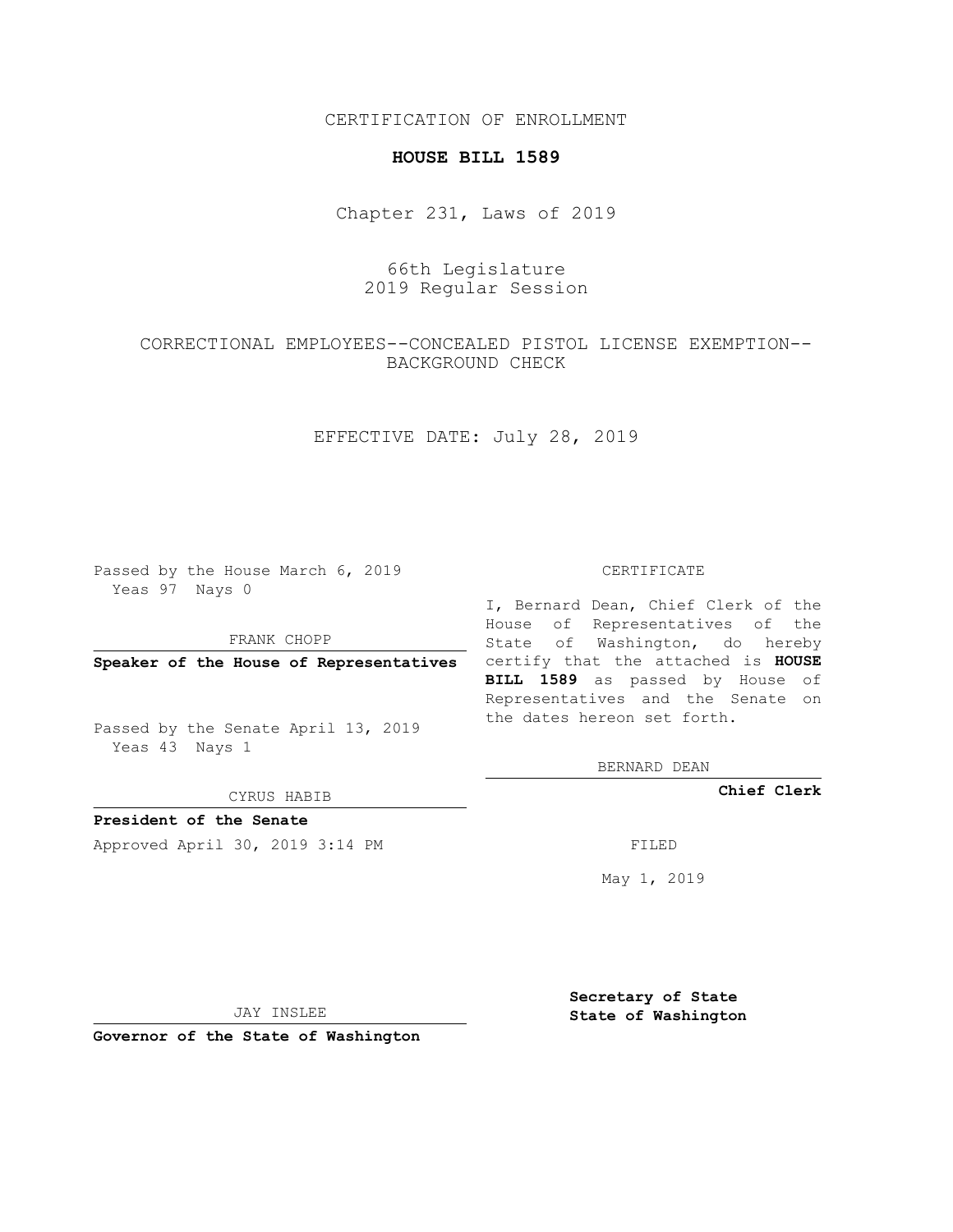CERTIFICATION OF ENROLLMENT

**HOUSE BILL 1589**

Chapter 231, Laws of 2019

66th Legislature
2019 Regular Session

CORRECTIONAL EMPLOYEES--CONCEALED PISTOL LICENSE EXEMPTION--BACKGROUND CHECK

EFFECTIVE DATE: July 28, 2019

Passed by the House March 6, 2019
Yeas 97 Nays 0

FRANK CHOPP

**Speaker of the House of Representatives**

Passed by the Senate April 13, 2019
Yeas 43 Nays 1

CYRUS HABIB

**President of the Senate**

Approved April 30, 2019 3:14 PM

JAY INSLEE

**Governor of the State of Washington**

CERTIFICATE

I, Bernard Dean, Chief Clerk of the House of Representatives of the State of Washington, do hereby certify that the attached is **HOUSE BILL 1589** as passed by House of Representatives and the Senate on the dates hereon set forth.

BERNARD DEAN

**Chief Clerk**

FILED

May 1, 2019

**Secretary of State**
**State of Washington**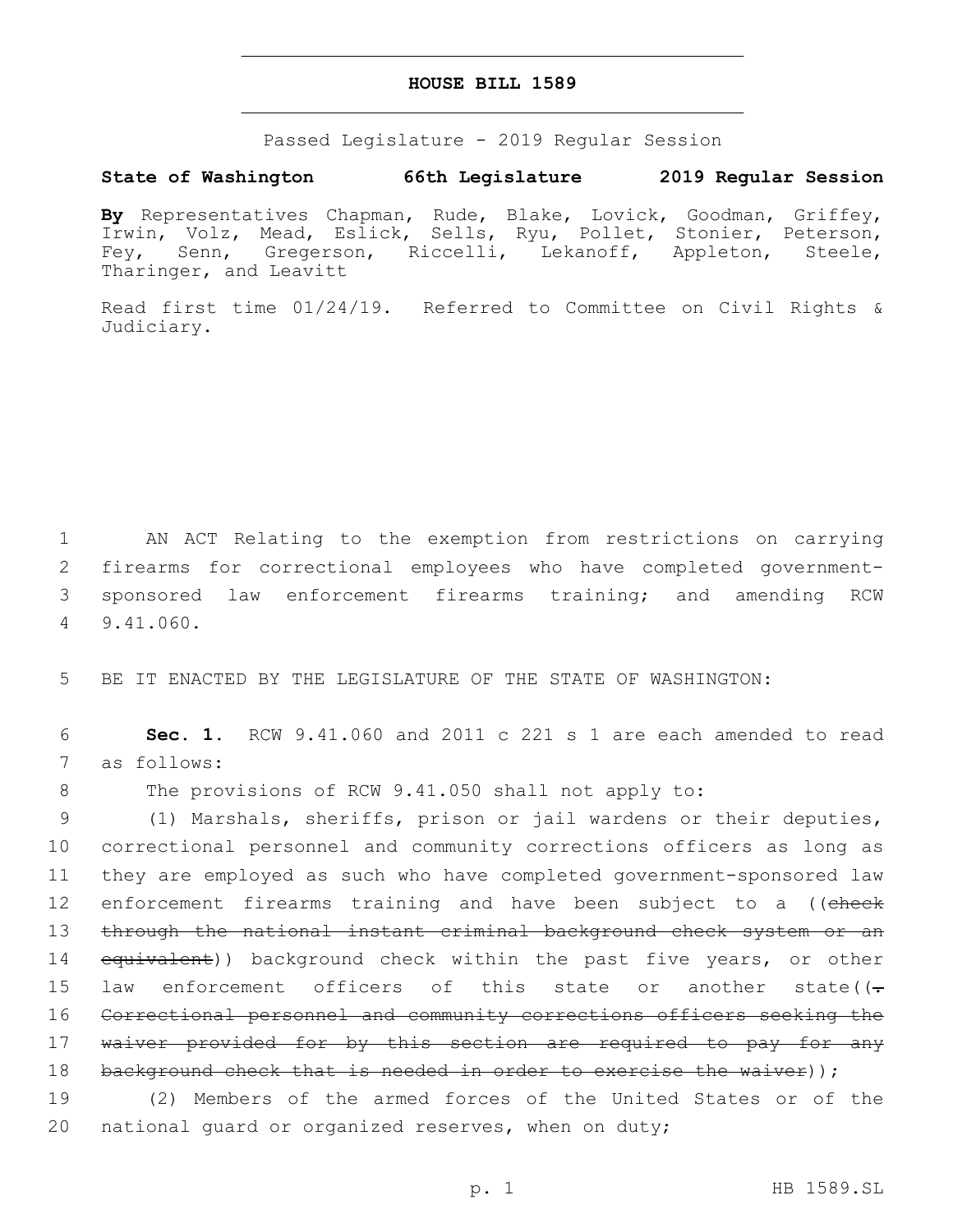# HOUSE BILL 1589

Passed Legislature - 2019 Regular Session

**State of Washington 66th Legislature 2019 Regular Session**

**By** Representatives Chapman, Rude, Blake, Lovick, Goodman, Griffey, Irwin, Volz, Mead, Eslick, Sells, Ryu, Pollet, Stonier, Peterson, Fey, Senn, Gregerson, Riccelli, Lekanoff, Appleton, Steele, Tharinger, and Leavitt

Read first time 01/24/19. Referred to Committee on Civil Rights & Judiciary.

AN ACT Relating to the exemption from restrictions on carrying firearms for correctional employees who have completed government-sponsored law enforcement firearms training; and amending RCW 9.41.060.

BE IT ENACTED BY THE LEGISLATURE OF THE STATE OF WASHINGTON:

**Sec. 1.** RCW 9.41.060 and 2011 c 221 s 1 are each amended to read as follows:

The provisions of RCW 9.41.050 shall not apply to:

(1) Marshals, sheriffs, prison or jail wardens or their deputies, correctional personnel and community corrections officers as long as they are employed as such who have completed government-sponsored law enforcement firearms training and have been subject to a ((~~check through the national instant criminal background check system or an equivalent~~)) background check within the past five years, or other law enforcement officers of this state or another state((~~. Correctional personnel and community corrections officers seeking the waiver provided for by this section are required to pay for any background check that is needed in order to exercise the waiver~~));

(2) Members of the armed forces of the United States or of the national guard or organized reserves, when on duty;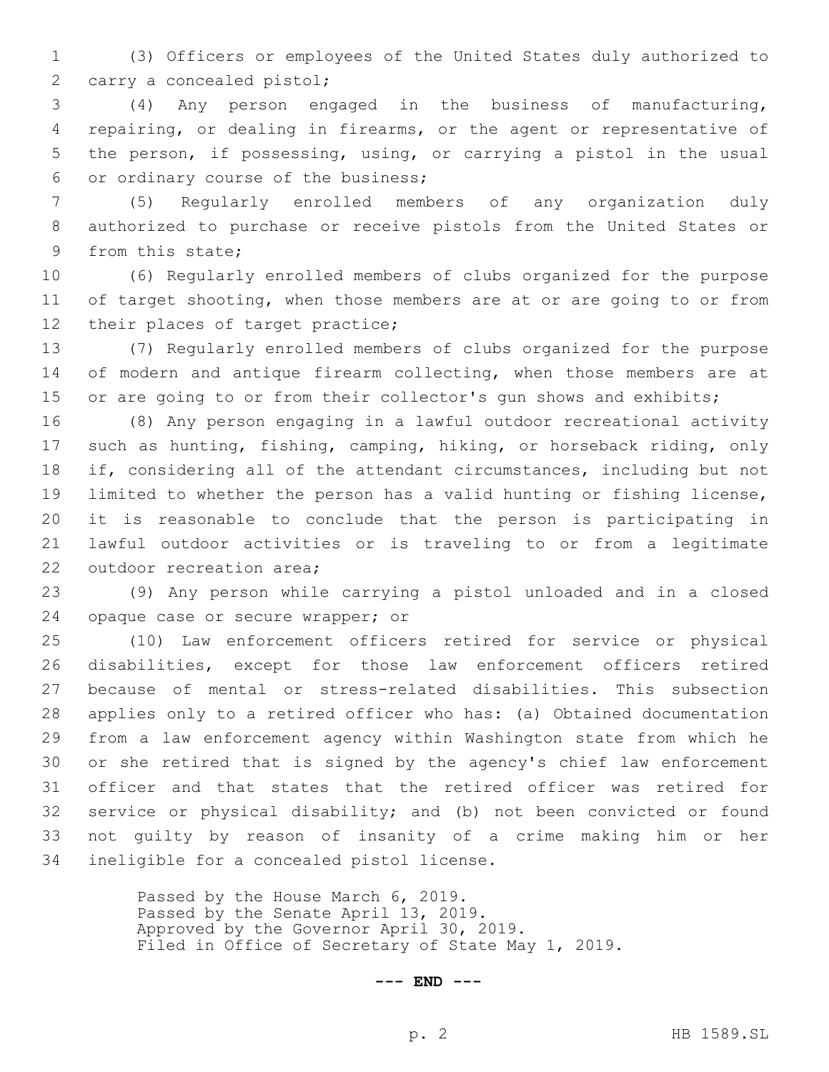(3) Officers or employees of the United States duly authorized to carry a concealed pistol;

(4) Any person engaged in the business of manufacturing, repairing, or dealing in firearms, or the agent or representative of the person, if possessing, using, or carrying a pistol in the usual or ordinary course of the business;

(5) Regularly enrolled members of any organization duly authorized to purchase or receive pistols from the United States or from this state;

(6) Regularly enrolled members of clubs organized for the purpose of target shooting, when those members are at or are going to or from their places of target practice;

(7) Regularly enrolled members of clubs organized for the purpose of modern and antique firearm collecting, when those members are at or are going to or from their collector's gun shows and exhibits;

(8) Any person engaging in a lawful outdoor recreational activity such as hunting, fishing, camping, hiking, or horseback riding, only if, considering all of the attendant circumstances, including but not limited to whether the person has a valid hunting or fishing license, it is reasonable to conclude that the person is participating in lawful outdoor activities or is traveling to or from a legitimate outdoor recreation area;

(9) Any person while carrying a pistol unloaded and in a closed opaque case or secure wrapper; or

(10) Law enforcement officers retired for service or physical disabilities, except for those law enforcement officers retired because of mental or stress-related disabilities. This subsection applies only to a retired officer who has: (a) Obtained documentation from a law enforcement agency within Washington state from which he or she retired that is signed by the agency's chief law enforcement officer and that states that the retired officer was retired for service or physical disability; and (b) not been convicted or found not guilty by reason of insanity of a crime making him or her ineligible for a concealed pistol license.

Passed by the House March 6, 2019.
Passed by the Senate April 13, 2019.
Approved by the Governor April 30, 2019.
Filed in Office of Secretary of State May 1, 2019.

**--- END ---**